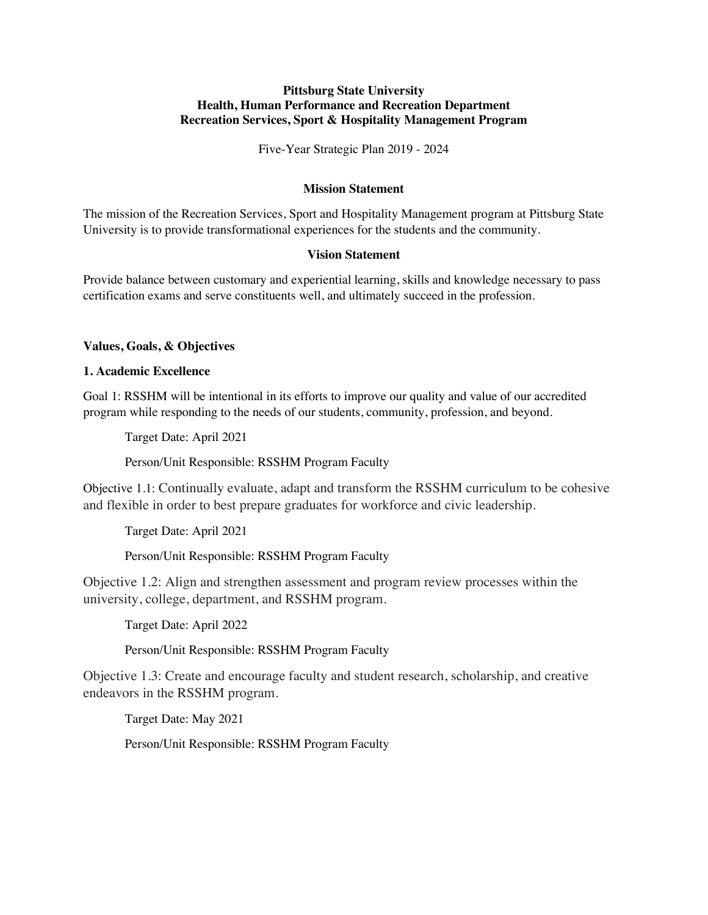**Pittsburg State University**
**Health, Human Performance and Recreation Department**
**Recreation Services, Sport & Hospitality Management Program**

Five-Year Strategic Plan 2019 - 2024

## Mission Statement

The mission of the Recreation Services, Sport and Hospitality Management program at Pittsburg State University is to provide transformational experiences for the students and the community.

## Vision Statement

Provide balance between customary and experiential learning, skills and knowledge necessary to pass certification exams and serve constituents well, and ultimately succeed in the profession.

## Values, Goals, & Objectives

### 1. Academic Excellence

Goal 1: RSSHM will be intentional in its efforts to improve our quality and value of our accredited program while responding to the needs of our students, community, profession, and beyond.

Target Date: April 2021

Person/Unit Responsible: RSSHM Program Faculty

Objective 1.1: Continually evaluate, adapt and transform the RSSHM curriculum to be cohesive and flexible in order to best prepare graduates for workforce and civic leadership.

Target Date: April 2021

Person/Unit Responsible: RSSHM Program Faculty

Objective 1.2: Align and strengthen assessment and program review processes within the university, college, department, and RSSHM program.

Target Date: April 2022

Person/Unit Responsible: RSSHM Program Faculty

Objective 1.3: Create and encourage faculty and student research, scholarship, and creative endeavors in the RSSHM program.

Target Date: May 2021

Person/Unit Responsible: RSSHM Program Faculty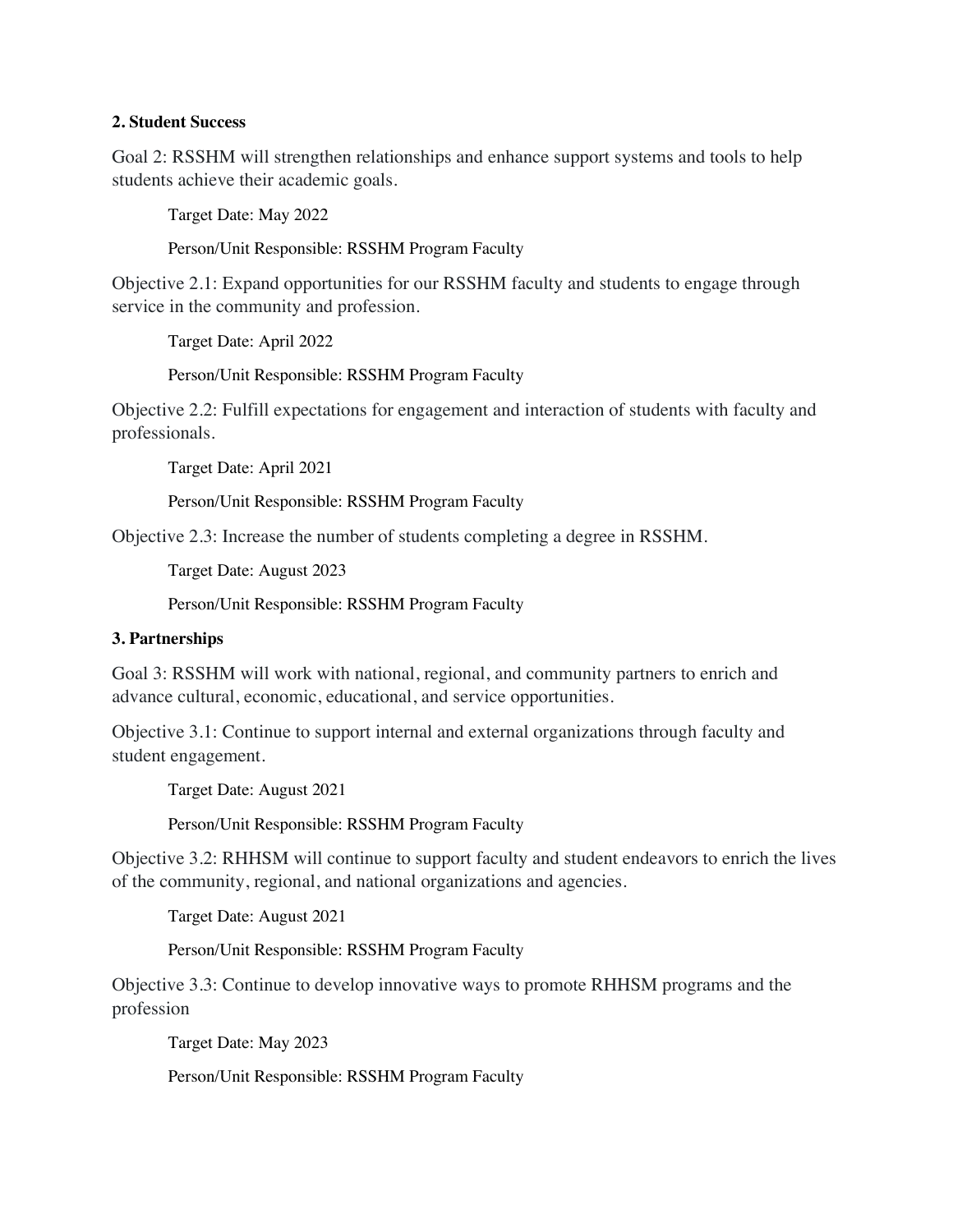**2. Student Success**

Goal 2: RSSHM will strengthen relationships and enhance support systems and tools to help students achieve their academic goals.

Target Date: May 2022

Person/Unit Responsible: RSSHM Program Faculty

Objective 2.1: Expand opportunities for our RSSHM faculty and students to engage through service in the community and profession.

Target Date: April 2022

Person/Unit Responsible: RSSHM Program Faculty

Objective 2.2: Fulfill expectations for engagement and interaction of students with faculty and professionals.

Target Date: April 2021

Person/Unit Responsible: RSSHM Program Faculty

Objective 2.3: Increase the number of students completing a degree in RSSHM.

Target Date: August 2023

Person/Unit Responsible: RSSHM Program Faculty

**3. Partnerships**

Goal 3: RSSHM will work with national, regional, and community partners to enrich and advance cultural, economic, educational, and service opportunities.

Objective 3.1: Continue to support internal and external organizations through faculty and student engagement.

Target Date: August 2021

Person/Unit Responsible: RSSHM Program Faculty

Objective 3.2: RHHSM will continue to support faculty and student endeavors to enrich the lives of the community, regional, and national organizations and agencies.

Target Date: August 2021

Person/Unit Responsible: RSSHM Program Faculty

Objective 3.3: Continue to develop innovative ways to promote RHHSM programs and the profession

Target Date: May 2023

Person/Unit Responsible: RSSHM Program Faculty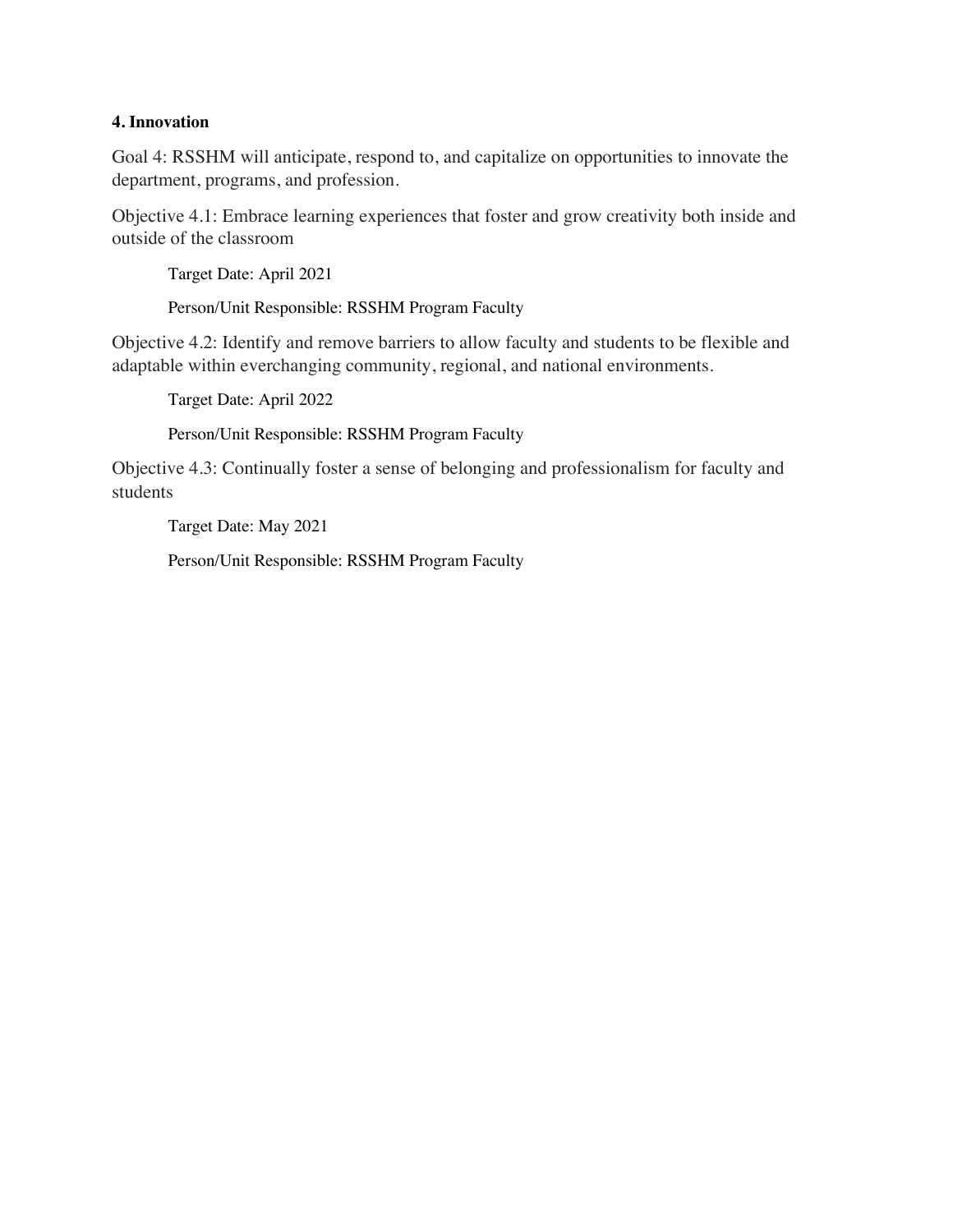### 4. Innovation

Goal 4: RSSHM will anticipate, respond to, and capitalize on opportunities to innovate the department, programs, and profession.

Objective 4.1: Embrace learning experiences that foster and grow creativity both inside and outside of the classroom

Target Date: April 2021

Person/Unit Responsible: RSSHM Program Faculty

Objective 4.2: Identify and remove barriers to allow faculty and students to be flexible and adaptable within everchanging community, regional, and national environments.

Target Date: April 2022

Person/Unit Responsible: RSSHM Program Faculty

Objective 4.3: Continually foster a sense of belonging and professionalism for faculty and students

Target Date: May 2021

Person/Unit Responsible: RSSHM Program Faculty